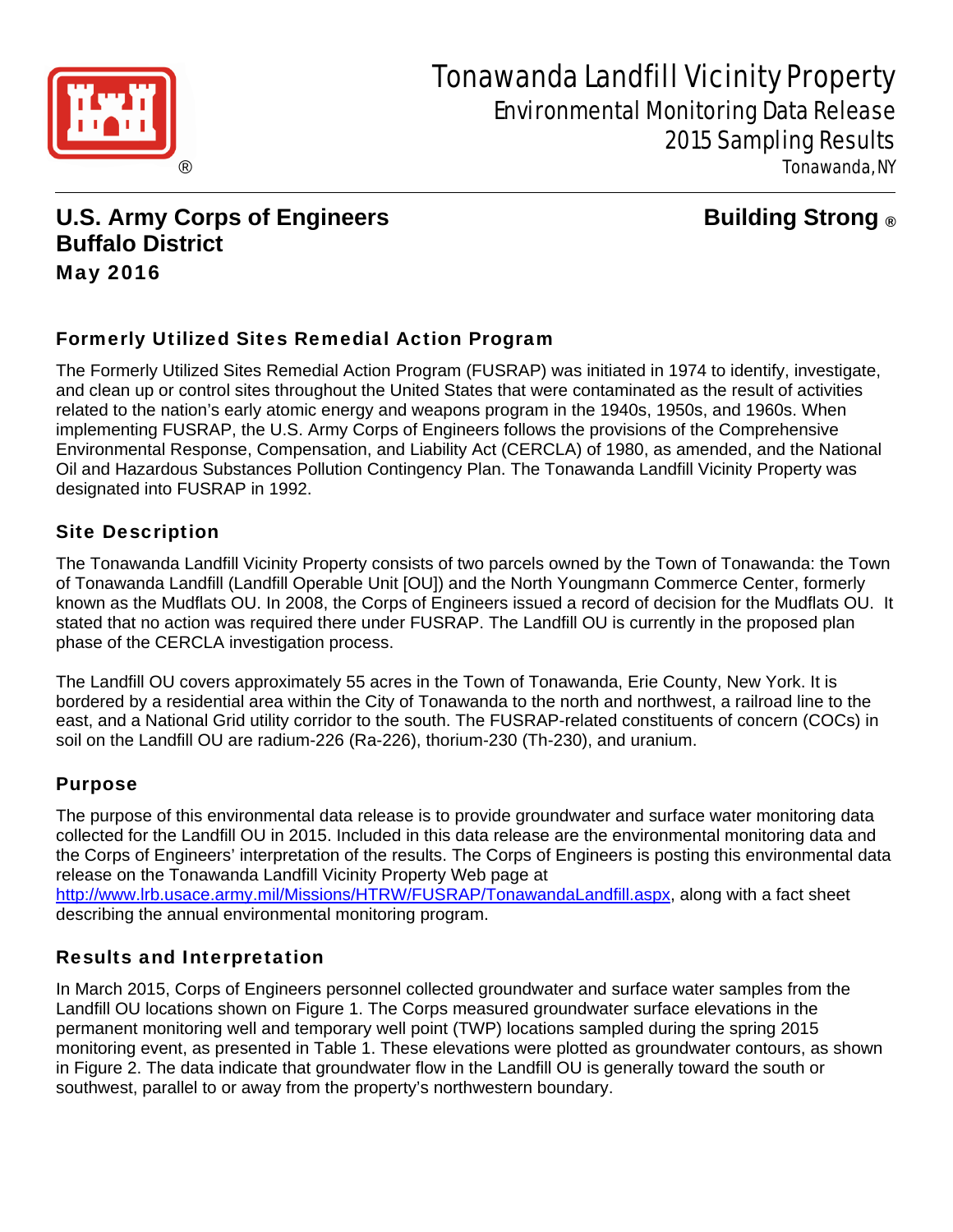# Tonawanda Landfill Vicinity Property

## Environmental Monitoring Data Release

## 2015 Sampling Results

Tonawanda, NY

**U.S. Army Corps of Engineers**
**Buffalo District**

**Building Strong ®**

**May 2016**

### Formerly Utilized Sites Remedial Action Program

The Formerly Utilized Sites Remedial Action Program (FUSRAP) was initiated in 1974 to identify, investigate, and clean up or control sites throughout the United States that were contaminated as the result of activities related to the nation's early atomic energy and weapons program in the 1940s, 1950s, and 1960s. When implementing FUSRAP, the U.S. Army Corps of Engineers follows the provisions of the Comprehensive Environmental Response, Compensation, and Liability Act (CERCLA) of 1980, as amended, and the National Oil and Hazardous Substances Pollution Contingency Plan. The Tonawanda Landfill Vicinity Property was designated into FUSRAP in 1992.

### Site Description

The Tonawanda Landfill Vicinity Property consists of two parcels owned by the Town of Tonawanda: the Town of Tonawanda Landfill (Landfill Operable Unit [OU]) and the North Youngmann Commerce Center, formerly known as the Mudflats OU. In 2008, the Corps of Engineers issued a record of decision for the Mudflats OU. It stated that no action was required there under FUSRAP. The Landfill OU is currently in the proposed plan phase of the CERCLA investigation process.

The Landfill OU covers approximately 55 acres in the Town of Tonawanda, Erie County, New York. It is bordered by a residential area within the City of Tonawanda to the north and northwest, a railroad line to the east, and a National Grid utility corridor to the south. The FUSRAP-related constituents of concern (COCs) in soil on the Landfill OU are radium-226 (Ra-226), thorium-230 (Th-230), and uranium.

### Purpose

The purpose of this environmental data release is to provide groundwater and surface water monitoring data collected for the Landfill OU in 2015. Included in this data release are the environmental monitoring data and the Corps of Engineers' interpretation of the results. The Corps of Engineers is posting this environmental data release on the Tonawanda Landfill Vicinity Property Web page at http://www.lrb.usace.army.mil/Missions/HTRW/FUSRAP/TonawandaLandfill.aspx, along with a fact sheet describing the annual environmental monitoring program.

### Results and Interpretation

In March 2015, Corps of Engineers personnel collected groundwater and surface water samples from the Landfill OU locations shown on Figure 1. The Corps measured groundwater surface elevations in the permanent monitoring well and temporary well point (TWP) locations sampled during the spring 2015 monitoring event, as presented in Table 1. These elevations were plotted as groundwater contours, as shown in Figure 2. The data indicate that groundwater flow in the Landfill OU is generally toward the south or southwest, parallel to or away from the property's northwestern boundary.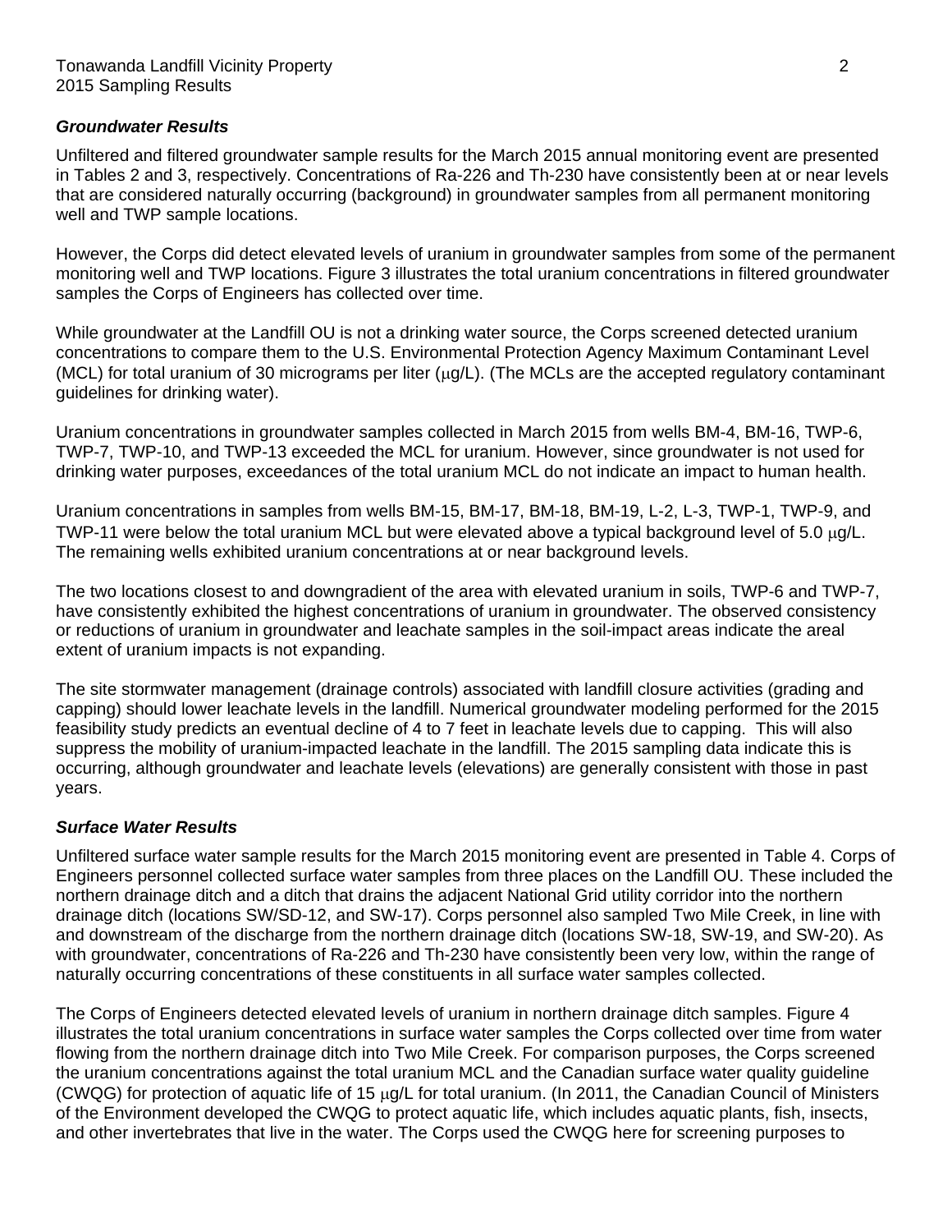***Groundwater Results***

Unfiltered and filtered groundwater sample results for the March 2015 annual monitoring event are presented in Tables 2 and 3, respectively. Concentrations of Ra-226 and Th-230 have consistently been at or near levels that are considered naturally occurring (background) in groundwater samples from all permanent monitoring well and TWP sample locations.

However, the Corps did detect elevated levels of uranium in groundwater samples from some of the permanent monitoring well and TWP locations. Figure 3 illustrates the total uranium concentrations in filtered groundwater samples the Corps of Engineers has collected over time.

While groundwater at the Landfill OU is not a drinking water source, the Corps screened detected uranium concentrations to compare them to the U.S. Environmental Protection Agency Maximum Contaminant Level (MCL) for total uranium of 30 micrograms per liter ($\mu$g/L). (The MCLs are the accepted regulatory contaminant guidelines for drinking water).

Uranium concentrations in groundwater samples collected in March 2015 from wells BM-4, BM-16, TWP-6, TWP-7, TWP-10, and TWP-13 exceeded the MCL for uranium. However, since groundwater is not used for drinking water purposes, exceedances of the total uranium MCL do not indicate an impact to human health.

Uranium concentrations in samples from wells BM-15, BM-17, BM-18, BM-19, L-2, L-3, TWP-1, TWP-9, and TWP-11 were below the total uranium MCL but were elevated above a typical background level of 5.0 $\mu$g/L. The remaining wells exhibited uranium concentrations at or near background levels.

The two locations closest to and downgradient of the area with elevated uranium in soils, TWP-6 and TWP-7, have consistently exhibited the highest concentrations of uranium in groundwater. The observed consistency or reductions of uranium in groundwater and leachate samples in the soil-impact areas indicate the areal extent of uranium impacts is not expanding.

The site stormwater management (drainage controls) associated with landfill closure activities (grading and capping) should lower leachate levels in the landfill. Numerical groundwater modeling performed for the 2015 feasibility study predicts an eventual decline of 4 to 7 feet in leachate levels due to capping. This will also suppress the mobility of uranium-impacted leachate in the landfill. The 2015 sampling data indicate this is occurring, although groundwater and leachate levels (elevations) are generally consistent with those in past years.

***Surface Water Results***

Unfiltered surface water sample results for the March 2015 monitoring event are presented in Table 4. Corps of Engineers personnel collected surface water samples from three places on the Landfill OU. These included the northern drainage ditch and a ditch that drains the adjacent National Grid utility corridor into the northern drainage ditch (locations SW/SD-12, and SW-17). Corps personnel also sampled Two Mile Creek, in line with and downstream of the discharge from the northern drainage ditch (locations SW-18, SW-19, and SW-20). As with groundwater, concentrations of Ra-226 and Th-230 have consistently been very low, within the range of naturally occurring concentrations of these constituents in all surface water samples collected.

The Corps of Engineers detected elevated levels of uranium in northern drainage ditch samples. Figure 4 illustrates the total uranium concentrations in surface water samples the Corps collected over time from water flowing from the northern drainage ditch into Two Mile Creek. For comparison purposes, the Corps screened the uranium concentrations against the total uranium MCL and the Canadian surface water quality guideline (CWQG) for protection of aquatic life of 15 $\mu$g/L for total uranium. (In 2011, the Canadian Council of Ministers of the Environment developed the CWQG to protect aquatic life, which includes aquatic plants, fish, insects, and other invertebrates that live in the water. The Corps used the CWQG here for screening purposes to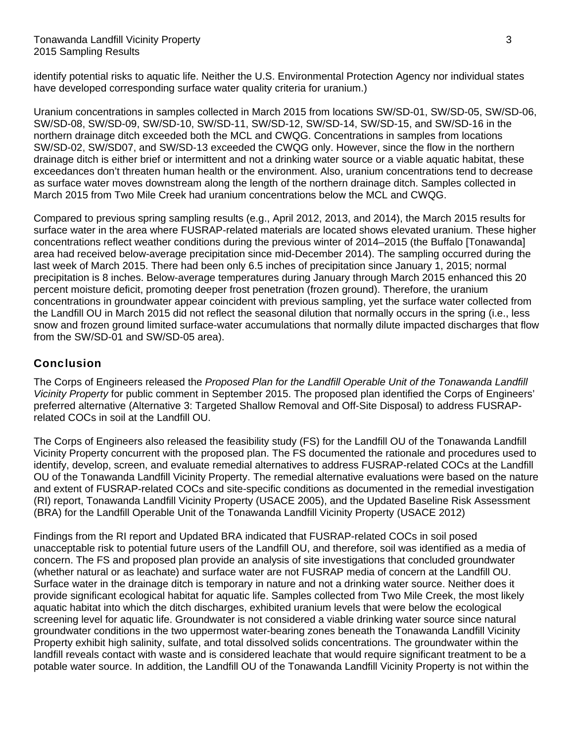identify potential risks to aquatic life. Neither the U.S. Environmental Protection Agency nor individual states have developed corresponding surface water quality criteria for uranium.)

Uranium concentrations in samples collected in March 2015 from locations SW/SD-01, SW/SD-05, SW/SD-06, SW/SD-08, SW/SD-09, SW/SD-10, SW/SD-11, SW/SD-12, SW/SD-14, SW/SD-15, and SW/SD-16 in the northern drainage ditch exceeded both the MCL and CWQG. Concentrations in samples from locations SW/SD-02, SW/SD07, and SW/SD-13 exceeded the CWQG only. However, since the flow in the northern drainage ditch is either brief or intermittent and not a drinking water source or a viable aquatic habitat, these exceedances don't threaten human health or the environment. Also, uranium concentrations tend to decrease as surface water moves downstream along the length of the northern drainage ditch. Samples collected in March 2015 from Two Mile Creek had uranium concentrations below the MCL and CWQG.

Compared to previous spring sampling results (e.g., April 2012, 2013, and 2014), the March 2015 results for surface water in the area where FUSRAP-related materials are located shows elevated uranium. These higher concentrations reflect weather conditions during the previous winter of 2014–2015 (the Buffalo [Tonawanda] area had received below-average precipitation since mid-December 2014). The sampling occurred during the last week of March 2015. There had been only 6.5 inches of precipitation since January 1, 2015; normal precipitation is 8 inches. Below-average temperatures during January through March 2015 enhanced this 20 percent moisture deficit, promoting deeper frost penetration (frozen ground). Therefore, the uranium concentrations in groundwater appear coincident with previous sampling, yet the surface water collected from the Landfill OU in March 2015 did not reflect the seasonal dilution that normally occurs in the spring (i.e., less snow and frozen ground limited surface-water accumulations that normally dilute impacted discharges that flow from the SW/SD-01 and SW/SD-05 area).

## Conclusion

The Corps of Engineers released the *Proposed Plan for the Landfill Operable Unit of the Tonawanda Landfill Vicinity Property* for public comment in September 2015. The proposed plan identified the Corps of Engineers' preferred alternative (Alternative 3: Targeted Shallow Removal and Off-Site Disposal) to address FUSRAP-related COCs in soil at the Landfill OU.

The Corps of Engineers also released the feasibility study (FS) for the Landfill OU of the Tonawanda Landfill Vicinity Property concurrent with the proposed plan. The FS documented the rationale and procedures used to identify, develop, screen, and evaluate remedial alternatives to address FUSRAP-related COCs at the Landfill OU of the Tonawanda Landfill Vicinity Property. The remedial alternative evaluations were based on the nature and extent of FUSRAP-related COCs and site-specific conditions as documented in the remedial investigation (RI) report, Tonawanda Landfill Vicinity Property (USACE 2005), and the Updated Baseline Risk Assessment (BRA) for the Landfill Operable Unit of the Tonawanda Landfill Vicinity Property (USACE 2012)

Findings from the RI report and Updated BRA indicated that FUSRAP-related COCs in soil posed unacceptable risk to potential future users of the Landfill OU, and therefore, soil was identified as a media of concern. The FS and proposed plan provide an analysis of site investigations that concluded groundwater (whether natural or as leachate) and surface water are not FUSRAP media of concern at the Landfill OU. Surface water in the drainage ditch is temporary in nature and not a drinking water source. Neither does it provide significant ecological habitat for aquatic life. Samples collected from Two Mile Creek, the most likely aquatic habitat into which the ditch discharges, exhibited uranium levels that were below the ecological screening level for aquatic life. Groundwater is not considered a viable drinking water source since natural groundwater conditions in the two uppermost water-bearing zones beneath the Tonawanda Landfill Vicinity Property exhibit high salinity, sulfate, and total dissolved solids concentrations. The groundwater within the landfill reveals contact with waste and is considered leachate that would require significant treatment to be a potable water source. In addition, the Landfill OU of the Tonawanda Landfill Vicinity Property is not within the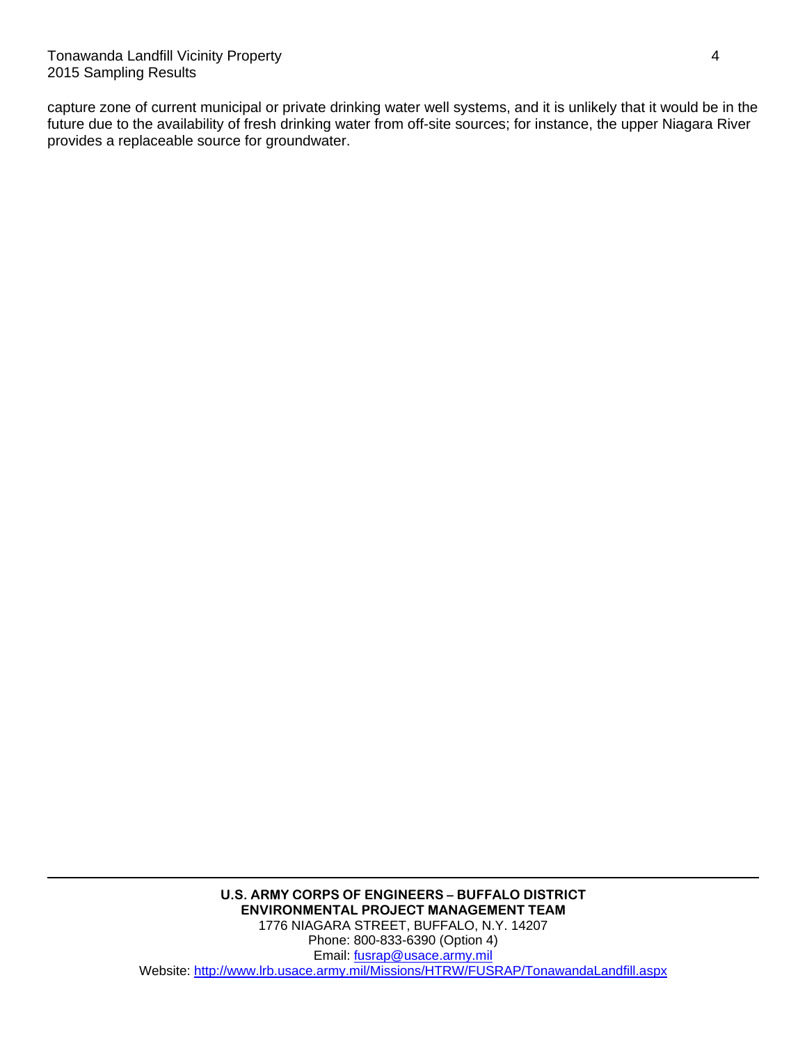capture zone of current municipal or private drinking water well systems, and it is unlikely that it would be in the future due to the availability of fresh drinking water from off-site sources; for instance, the upper Niagara River provides a replaceable source for groundwater.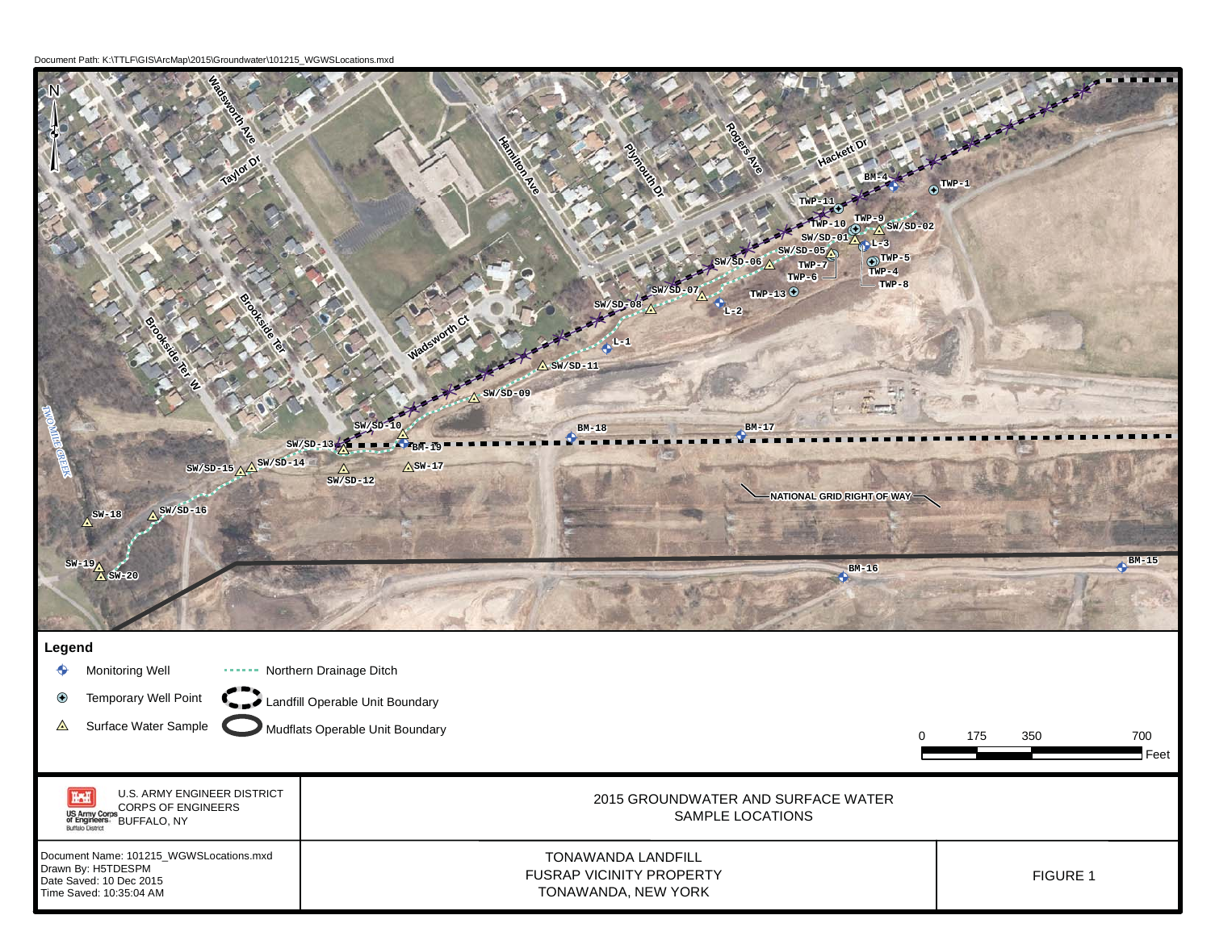Document Path: K:\TTLF\GIS\ArcMap\2015\Groundwater\101215_WGWSLocations.mxd

N

Wadsworth Ave, Taylor Dr, Hamilton Ave, Plymouth Dr, Rogers Ave, Hackett Dr, Brookside Ter, Brookside Ter W, Wadsworth Ct, TWO MILE CREEK

BM-4, TWP-1, TWP-11, TWP-10, TWP-9, SW/SD-02, SW/SD-01, L-3, SW/SD-05, TWP-5, TWP-7, TWP-4, TWP-6, TWP-8, SW/SD-06, TWP-13, SW/SD-07, L-2, SW/SD-08, L-1, SW/SD-11, SW/SD-09, SW/SD-10, BM-18, BM-17, SW/SD-13, BM-19, SW/SD-14, SW-17, SW/SD-15, SW/SD-12, NATIONAL GRID RIGHT OF WAY, SW-18, SW/SD-16, SW-19, SW-20, BM-16, BM-15

## Legend

- Monitoring Well
- Temporary Well Point
- Surface Water Sample
- Northern Drainage Ditch
- Landfill Operable Unit Boundary
- Mudflats Operable Unit Boundary

0 175 350 700 Feet

U.S. ARMY ENGINEER DISTRICT
CORPS OF ENGINEERS
BUFFALO, NY

US Army Corps of Engineers Buffalo District

2015 GROUNDWATER AND SURFACE WATER
SAMPLE LOCATIONS

Document Name: 101215_WGWSLocations.mxd
Drawn By: H5TDESPM
Date Saved: 10 Dec 2015
Time Saved: 10:35:04 AM

TONAWANDA LANDFILL
FUSRAP VICINITY PROPERTY
TONAWANDA, NEW YORK

FIGURE 1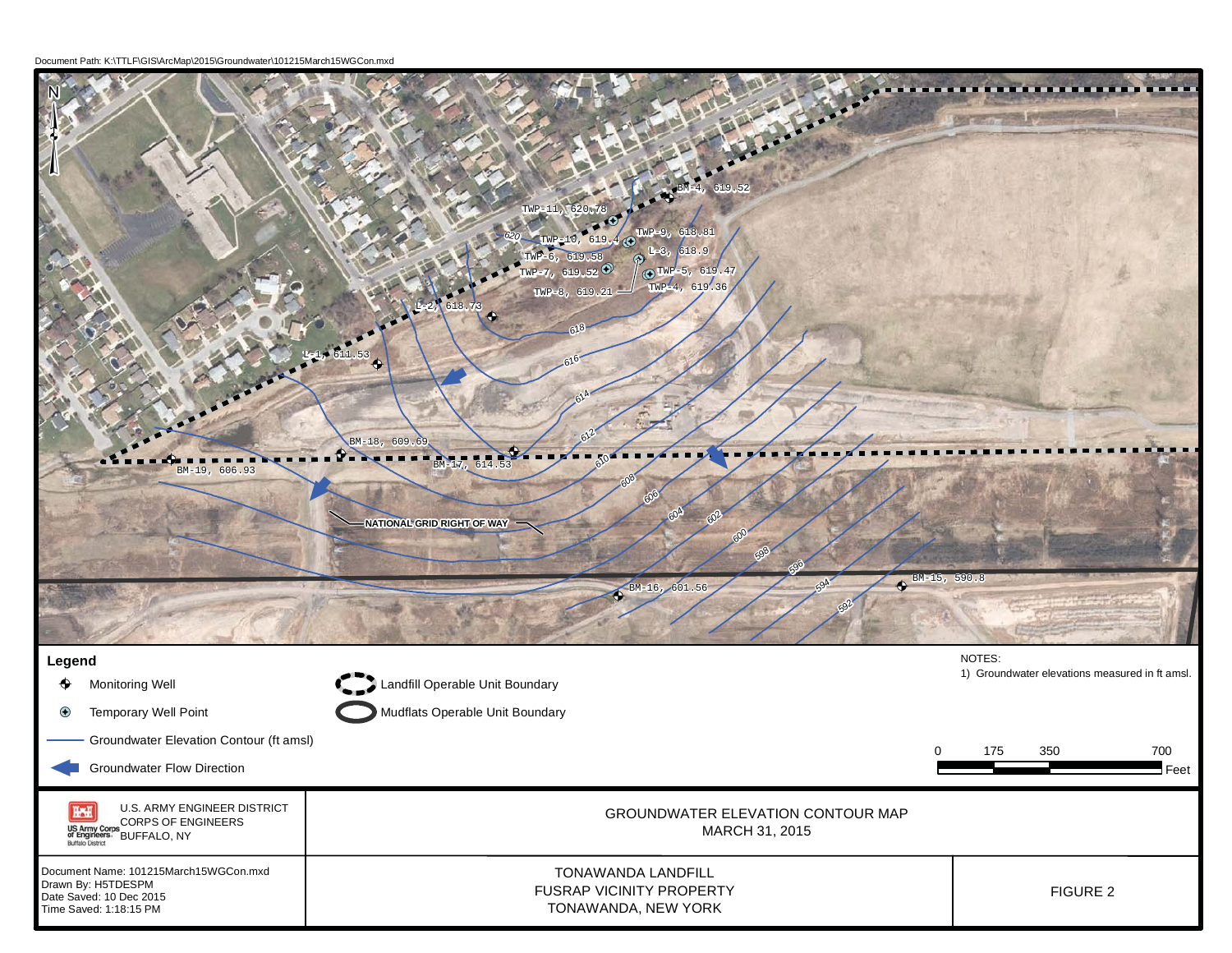Document Path: K:\TTLF\GIS\ArcMap\2015\Groundwater\101215March15WGCon.mxd

TWP-11, 620.78
BM-4, 619.52
TWP-10, 619.4
TWP-9, 618.81
TWP-6, 619.58
L-3, 618.9
TWP-7, 619.52
TWP-5, 619.47
TWP-8, 619.21
TWP-4, 619.36
L-2, 618.73
L-1, 611.53
BM-18, 609.69
BM-17, 614.53
BM-19, 606.93
NATIONAL GRID RIGHT OF WAY
BM-16, 601.56
BM-15, 590.8

620
618
616
614
612
610
608
606
604
602
600
598
596
594
592

**Legend**

- Monitoring Well
- Temporary Well Point
- Groundwater Elevation Contour (ft amsl)
- Groundwater Flow Direction
- Landfill Operable Unit Boundary
- Mudflats Operable Unit Boundary

NOTES:
1) Groundwater elevations measured in ft amsl.

0 175 350 700 Feet

U.S. ARMY ENGINEER DISTRICT
CORPS OF ENGINEERS
BUFFALO, NY

US Army Corps of Engineers
Buffalo District

GROUNDWATER ELEVATION CONTOUR MAP
MARCH 31, 2015

Document Name: 101215March15WGCon.mxd
Drawn By: H5TDESPM
Date Saved: 10 Dec 2015
Time Saved: 1:18:15 PM

TONAWANDA LANDFILL
FUSRAP VICINITY PROPERTY
TONAWANDA, NEW YORK

FIGURE 2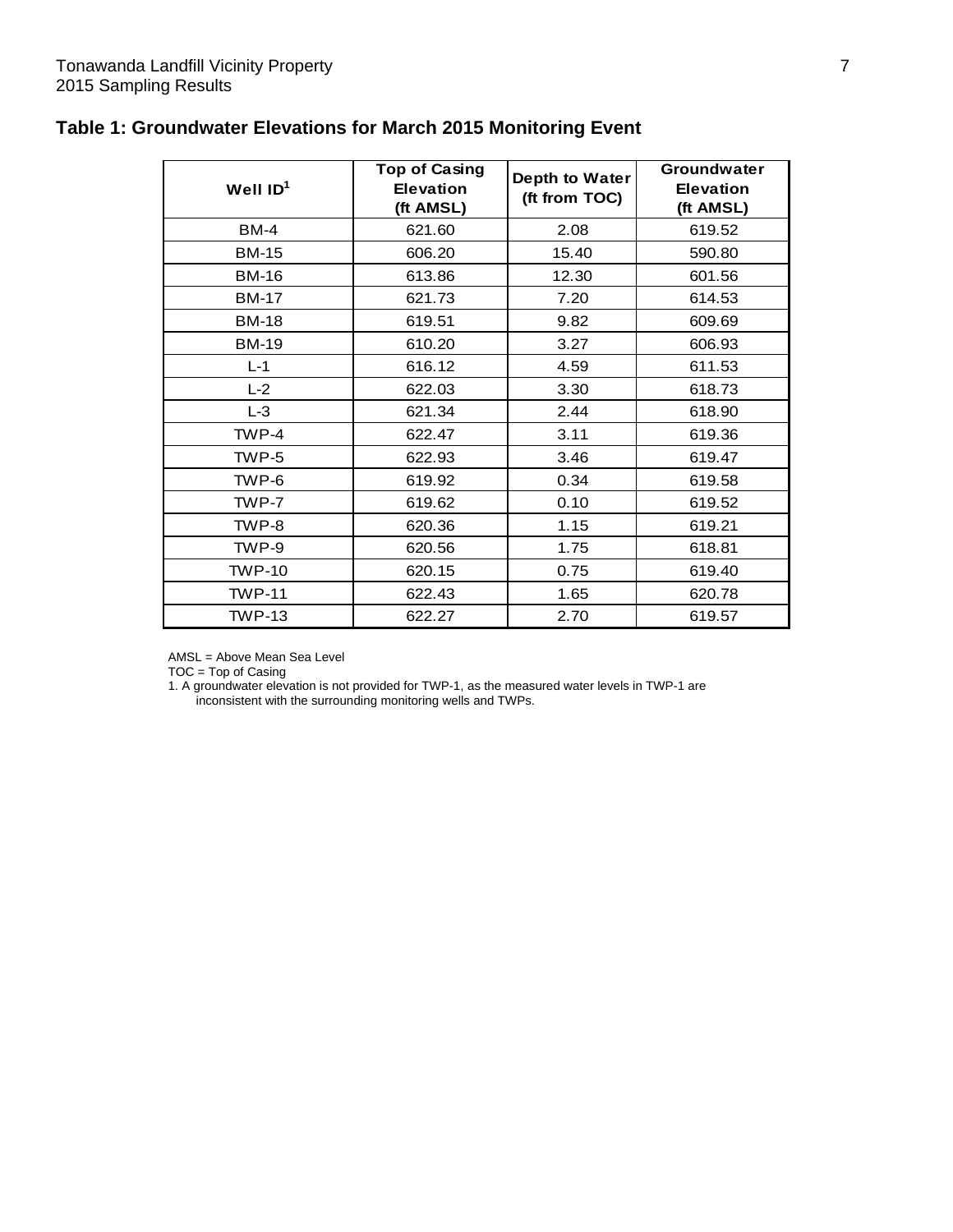## Table 1: Groundwater Elevations for March 2015 Monitoring Event

| Well ID[1] | Top of Casing Elevation (ft AMSL) | Depth to Water (ft from TOC) | Groundwater Elevation (ft AMSL) |
|---|---|---|---|
| BM-4 | 621.60 | 2.08 | 619.52 |
| BM-15 | 606.20 | 15.40 | 590.80 |
| BM-16 | 613.86 | 12.30 | 601.56 |
| BM-17 | 621.73 | 7.20 | 614.53 |
| BM-18 | 619.51 | 9.82 | 609.69 |
| BM-19 | 610.20 | 3.27 | 606.93 |
| L-1 | 616.12 | 4.59 | 611.53 |
| L-2 | 622.03 | 3.30 | 618.73 |
| L-3 | 621.34 | 2.44 | 618.90 |
| TWP-4 | 622.47 | 3.11 | 619.36 |
| TWP-5 | 622.93 | 3.46 | 619.47 |
| TWP-6 | 619.92 | 0.34 | 619.58 |
| TWP-7 | 619.62 | 0.10 | 619.52 |
| TWP-8 | 620.36 | 1.15 | 619.21 |
| TWP-9 | 620.56 | 1.75 | 618.81 |
| TWP-10 | 620.15 | 0.75 | 619.40 |
| TWP-11 | 622.43 | 1.65 | 620.78 |
| TWP-13 | 622.27 | 2.70 | 619.57 |

AMSL = Above Mean Sea Level

TOC = Top of Casing

1. A groundwater elevation is not provided for TWP-1, as the measured water levels in TWP-1 are inconsistent with the surrounding monitoring wells and TWPs.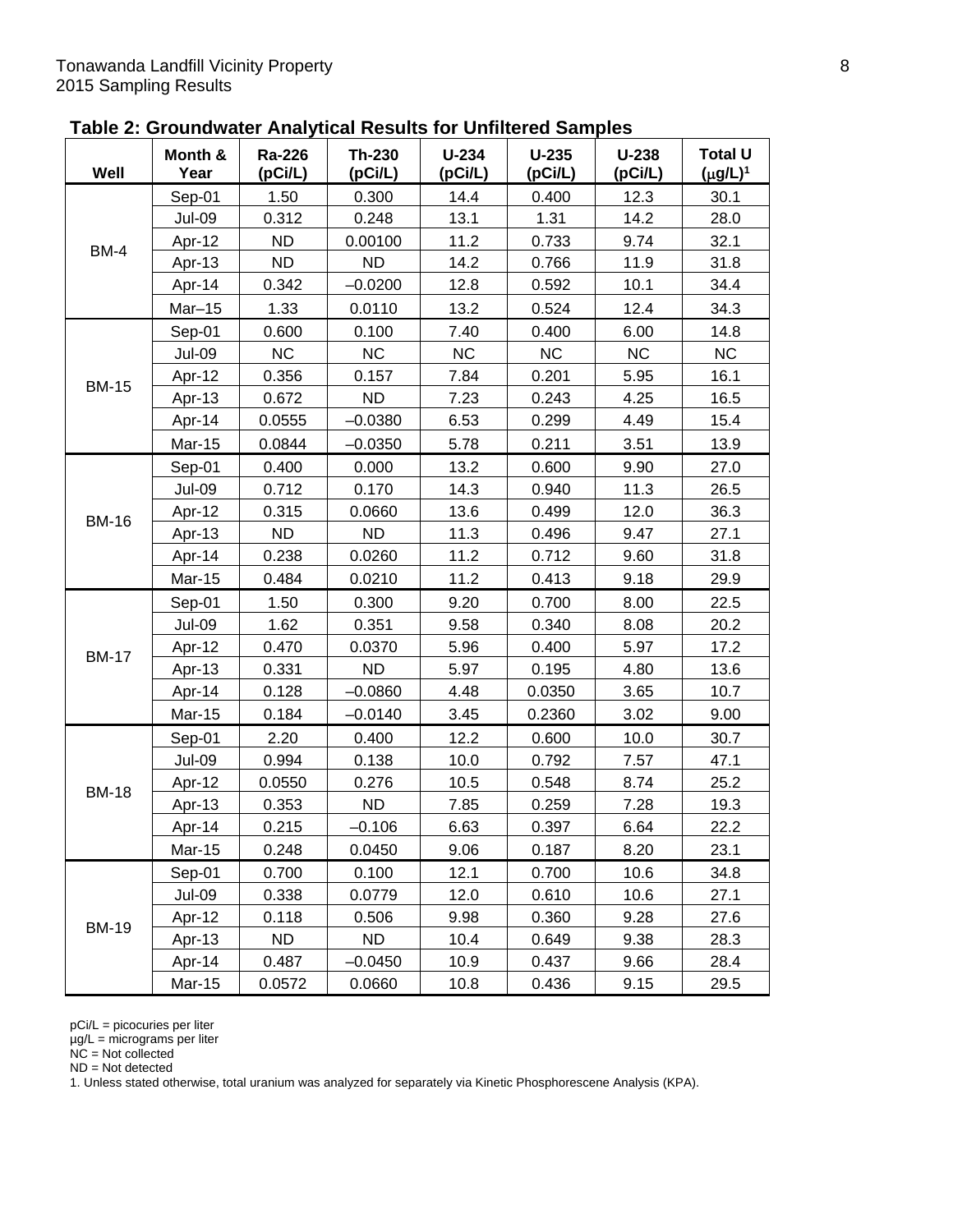**Table 2: Groundwater Analytical Results for Unfiltered Samples**

| Well | Month & Year | Ra-226 (pCi/L) | Th-230 (pCi/L) | U-234 (pCi/L) | U-235 (pCi/L) | U-238 (pCi/L) | Total U (μg/L)[1] |
|---|---|---|---|---|---|---|---|
| BM-4 | Sep-01 | 1.50 | 0.300 | 14.4 | 0.400 | 12.3 | 30.1 |
| | Jul-09 | 0.312 | 0.248 | 13.1 | 1.31 | 14.2 | 28.0 |
| | Apr-12 | ND | 0.00100 | 11.2 | 0.733 | 9.74 | 32.1 |
| | Apr-13 | ND | ND | 14.2 | 0.766 | 11.9 | 31.8 |
| | Apr-14 | 0.342 | –0.0200 | 12.8 | 0.592 | 10.1 | 34.4 |
| | Mar–15 | 1.33 | 0.0110 | 13.2 | 0.524 | 12.4 | 34.3 |
| BM-15 | Sep-01 | 0.600 | 0.100 | 7.40 | 0.400 | 6.00 | 14.8 |
| | Jul-09 | NC | NC | NC | NC | NC | NC |
| | Apr-12 | 0.356 | 0.157 | 7.84 | 0.201 | 5.95 | 16.1 |
| | Apr-13 | 0.672 | ND | 7.23 | 0.243 | 4.25 | 16.5 |
| | Apr-14 | 0.0555 | –0.0380 | 6.53 | 0.299 | 4.49 | 15.4 |
| | Mar-15 | 0.0844 | –0.0350 | 5.78 | 0.211 | 3.51 | 13.9 |
| BM-16 | Sep-01 | 0.400 | 0.000 | 13.2 | 0.600 | 9.90 | 27.0 |
| | Jul-09 | 0.712 | 0.170 | 14.3 | 0.940 | 11.3 | 26.5 |
| | Apr-12 | 0.315 | 0.0660 | 13.6 | 0.499 | 12.0 | 36.3 |
| | Apr-13 | ND | ND | 11.3 | 0.496 | 9.47 | 27.1 |
| | Apr-14 | 0.238 | 0.0260 | 11.2 | 0.712 | 9.60 | 31.8 |
| | Mar-15 | 0.484 | 0.0210 | 11.2 | 0.413 | 9.18 | 29.9 |
| BM-17 | Sep-01 | 1.50 | 0.300 | 9.20 | 0.700 | 8.00 | 22.5 |
| | Jul-09 | 1.62 | 0.351 | 9.58 | 0.340 | 8.08 | 20.2 |
| | Apr-12 | 0.470 | 0.0370 | 5.96 | 0.400 | 5.97 | 17.2 |
| | Apr-13 | 0.331 | ND | 5.97 | 0.195 | 4.80 | 13.6 |
| | Apr-14 | 0.128 | –0.0860 | 4.48 | 0.0350 | 3.65 | 10.7 |
| | Mar-15 | 0.184 | –0.0140 | 3.45 | 0.2360 | 3.02 | 9.00 |
| BM-18 | Sep-01 | 2.20 | 0.400 | 12.2 | 0.600 | 10.0 | 30.7 |
| | Jul-09 | 0.994 | 0.138 | 10.0 | 0.792 | 7.57 | 47.1 |
| | Apr-12 | 0.0550 | 0.276 | 10.5 | 0.548 | 8.74 | 25.2 |
| | Apr-13 | 0.353 | ND | 7.85 | 0.259 | 7.28 | 19.3 |
| | Apr-14 | 0.215 | –0.106 | 6.63 | 0.397 | 6.64 | 22.2 |
| | Mar-15 | 0.248 | 0.0450 | 9.06 | 0.187 | 8.20 | 23.1 |
| BM-19 | Sep-01 | 0.700 | 0.100 | 12.1 | 0.700 | 10.6 | 34.8 |
| | Jul-09 | 0.338 | 0.0779 | 12.0 | 0.610 | 10.6 | 27.1 |
| | Apr-12 | 0.118 | 0.506 | 9.98 | 0.360 | 9.28 | 27.6 |
| | Apr-13 | ND | ND | 10.4 | 0.649 | 9.38 | 28.3 |
| | Apr-14 | 0.487 | –0.0450 | 10.9 | 0.437 | 9.66 | 28.4 |
| | Mar-15 | 0.0572 | 0.0660 | 10.8 | 0.436 | 9.15 | 29.5 |

pCi/L = picocuries per liter
μg/L = micrograms per liter
NC = Not collected
ND = Not detected
1. Unless stated otherwise, total uranium was analyzed for separately via Kinetic Phosphorescene Analysis (KPA).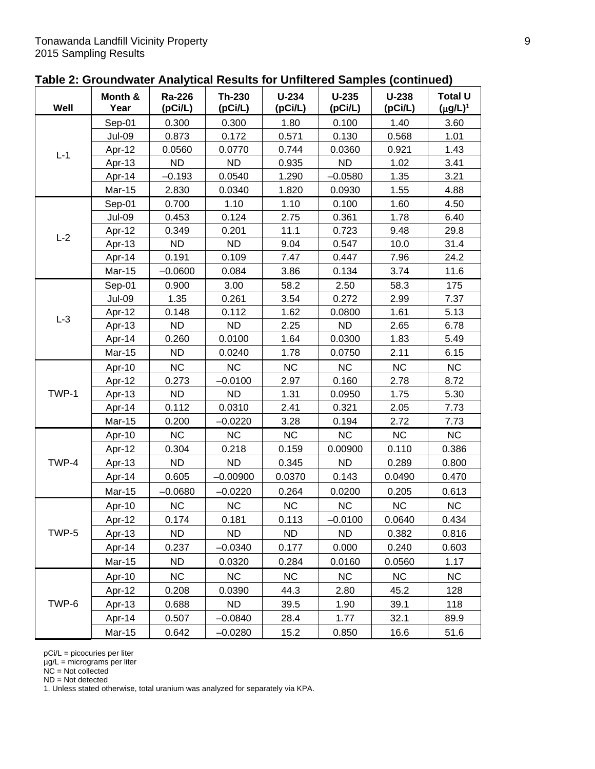**Table 2: Groundwater Analytical Results for Unfiltered Samples (continued)**

| Well | Month & Year | Ra-226 (pCi/L) | Th-230 (pCi/L) | U-234 (pCi/L) | U-235 (pCi/L) | U-238 (pCi/L) | Total U (μg/L)[1] |
|---|---|---|---|---|---|---|---|
| L-1 | Sep-01 | 0.300 | 0.300 | 1.80 | 0.100 | 1.40 | 3.60 |
| | Jul-09 | 0.873 | 0.172 | 0.571 | 0.130 | 0.568 | 1.01 |
| | Apr-12 | 0.0560 | 0.0770 | 0.744 | 0.0360 | 0.921 | 1.43 |
| | Apr-13 | ND | ND | 0.935 | ND | 1.02 | 3.41 |
| | Apr-14 | –0.193 | 0.0540 | 1.290 | –0.0580 | 1.35 | 3.21 |
| | Mar-15 | 2.830 | 0.0340 | 1.820 | 0.0930 | 1.55 | 4.88 |
| L-2 | Sep-01 | 0.700 | 1.10 | 1.10 | 0.100 | 1.60 | 4.50 |
| | Jul-09 | 0.453 | 0.124 | 2.75 | 0.361 | 1.78 | 6.40 |
| | Apr-12 | 0.349 | 0.201 | 11.1 | 0.723 | 9.48 | 29.8 |
| | Apr-13 | ND | ND | 9.04 | 0.547 | 10.0 | 31.4 |
| | Apr-14 | 0.191 | 0.109 | 7.47 | 0.447 | 7.96 | 24.2 |
| | Mar-15 | –0.0600 | 0.084 | 3.86 | 0.134 | 3.74 | 11.6 |
| L-3 | Sep-01 | 0.900 | 3.00 | 58.2 | 2.50 | 58.3 | 175 |
| | Jul-09 | 1.35 | 0.261 | 3.54 | 0.272 | 2.99 | 7.37 |
| | Apr-12 | 0.148 | 0.112 | 1.62 | 0.0800 | 1.61 | 5.13 |
| | Apr-13 | ND | ND | 2.25 | ND | 2.65 | 6.78 |
| | Apr-14 | 0.260 | 0.0100 | 1.64 | 0.0300 | 1.83 | 5.49 |
| | Mar-15 | ND | 0.0240 | 1.78 | 0.0750 | 2.11 | 6.15 |
| TWP-1 | Apr-10 | NC | NC | NC | NC | NC | NC |
| | Apr-12 | 0.273 | –0.0100 | 2.97 | 0.160 | 2.78 | 8.72 |
| | Apr-13 | ND | ND | 1.31 | 0.0950 | 1.75 | 5.30 |
| | Apr-14 | 0.112 | 0.0310 | 2.41 | 0.321 | 2.05 | 7.73 |
| | Mar-15 | 0.200 | –0.0220 | 3.28 | 0.194 | 2.72 | 7.73 |
| TWP-4 | Apr-10 | NC | NC | NC | NC | NC | NC |
| | Apr-12 | 0.304 | 0.218 | 0.159 | 0.00900 | 0.110 | 0.386 |
| | Apr-13 | ND | ND | 0.345 | ND | 0.289 | 0.800 |
| | Apr-14 | 0.605 | –0.00900 | 0.0370 | 0.143 | 0.0490 | 0.470 |
| | Mar-15 | –0.0680 | –0.0220 | 0.264 | 0.0200 | 0.205 | 0.613 |
| TWP-5 | Apr-10 | NC | NC | NC | NC | NC | NC |
| | Apr-12 | 0.174 | 0.181 | 0.113 | –0.0100 | 0.0640 | 0.434 |
| | Apr-13 | ND | ND | ND | ND | 0.382 | 0.816 |
| | Apr-14 | 0.237 | –0.0340 | 0.177 | 0.000 | 0.240 | 0.603 |
| | Mar-15 | ND | 0.0320 | 0.284 | 0.0160 | 0.0560 | 1.17 |
| TWP-6 | Apr-10 | NC | NC | NC | NC | NC | NC |
| | Apr-12 | 0.208 | 0.0390 | 44.3 | 2.80 | 45.2 | 128 |
| | Apr-13 | 0.688 | ND | 39.5 | 1.90 | 39.1 | 118 |
| | Apr-14 | 0.507 | –0.0840 | 28.4 | 1.77 | 32.1 | 89.9 |
| | Mar-15 | 0.642 | –0.0280 | 15.2 | 0.850 | 16.6 | 51.6 |

pCi/L = picocuries per liter
μg/L = micrograms per liter
NC = Not collected
ND = Not detected
1. Unless stated otherwise, total uranium was analyzed for separately via KPA.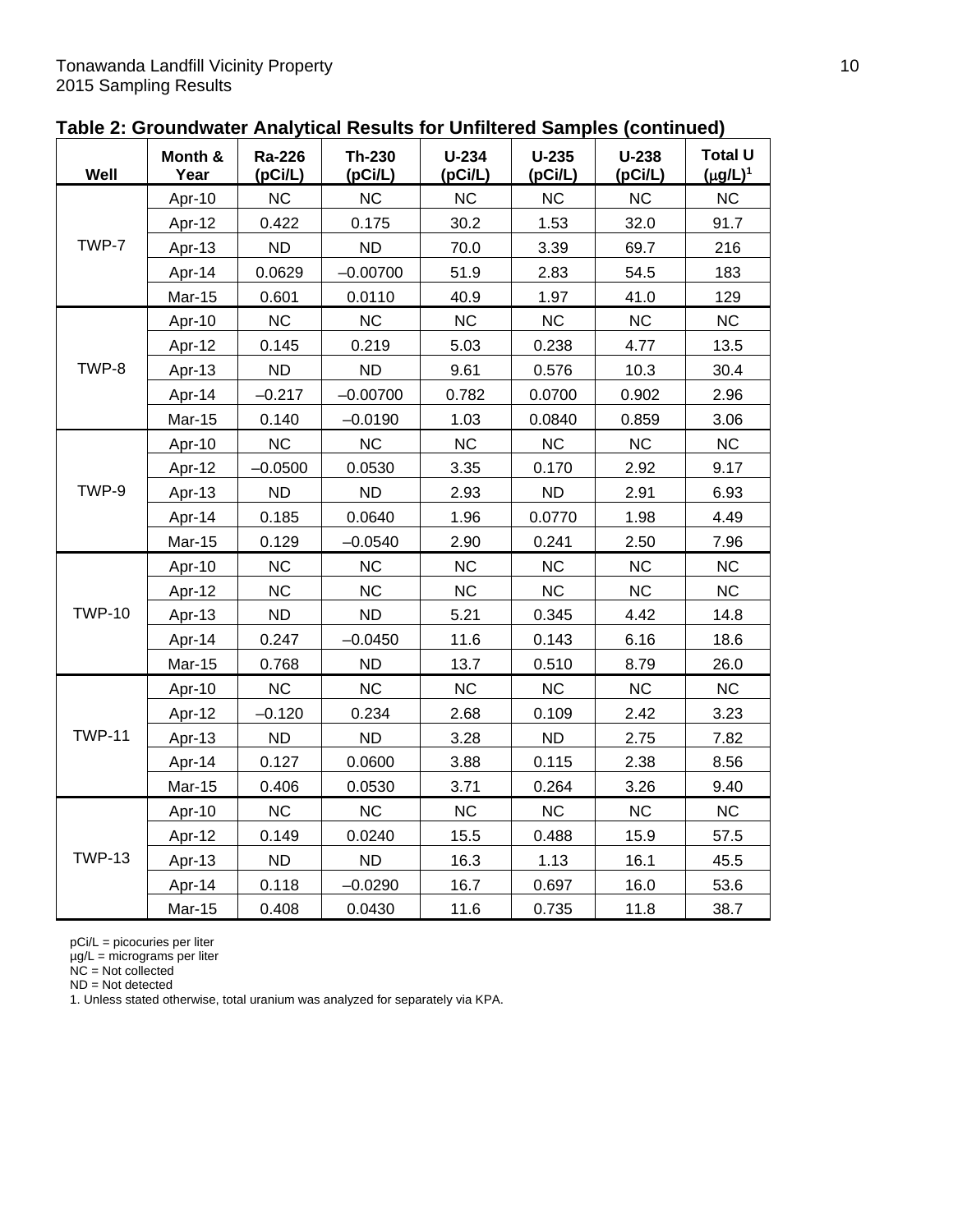**Table 2: Groundwater Analytical Results for Unfiltered Samples (continued)**

| Well | Month & Year | Ra-226 (pCi/L) | Th-230 (pCi/L) | U-234 (pCi/L) | U-235 (pCi/L) | U-238 (pCi/L) | Total U (μg/L)[1] |
|---|---|---|---|---|---|---|---|
| TWP-7 | Apr-10 | NC | NC | NC | NC | NC | NC |
| | Apr-12 | 0.422 | 0.175 | 30.2 | 1.53 | 32.0 | 91.7 |
| | Apr-13 | ND | ND | 70.0 | 3.39 | 69.7 | 216 |
| | Apr-14 | 0.0629 | –0.00700 | 51.9 | 2.83 | 54.5 | 183 |
| | Mar-15 | 0.601 | 0.0110 | 40.9 | 1.97 | 41.0 | 129 |
| TWP-8 | Apr-10 | NC | NC | NC | NC | NC | NC |
| | Apr-12 | 0.145 | 0.219 | 5.03 | 0.238 | 4.77 | 13.5 |
| | Apr-13 | ND | ND | 9.61 | 0.576 | 10.3 | 30.4 |
| | Apr-14 | –0.217 | –0.00700 | 0.782 | 0.0700 | 0.902 | 2.96 |
| | Mar-15 | 0.140 | –0.0190 | 1.03 | 0.0840 | 0.859 | 3.06 |
| TWP-9 | Apr-10 | NC | NC | NC | NC | NC | NC |
| | Apr-12 | –0.0500 | 0.0530 | 3.35 | 0.170 | 2.92 | 9.17 |
| | Apr-13 | ND | ND | 2.93 | ND | 2.91 | 6.93 |
| | Apr-14 | 0.185 | 0.0640 | 1.96 | 0.0770 | 1.98 | 4.49 |
| | Mar-15 | 0.129 | –0.0540 | 2.90 | 0.241 | 2.50 | 7.96 |
| TWP-10 | Apr-10 | NC | NC | NC | NC | NC | NC |
| | Apr-12 | NC | NC | NC | NC | NC | NC |
| | Apr-13 | ND | ND | 5.21 | 0.345 | 4.42 | 14.8 |
| | Apr-14 | 0.247 | –0.0450 | 11.6 | 0.143 | 6.16 | 18.6 |
| | Mar-15 | 0.768 | ND | 13.7 | 0.510 | 8.79 | 26.0 |
| TWP-11 | Apr-10 | NC | NC | NC | NC | NC | NC |
| | Apr-12 | –0.120 | 0.234 | 2.68 | 0.109 | 2.42 | 3.23 |
| | Apr-13 | ND | ND | 3.28 | ND | 2.75 | 7.82 |
| | Apr-14 | 0.127 | 0.0600 | 3.88 | 0.115 | 2.38 | 8.56 |
| | Mar-15 | 0.406 | 0.0530 | 3.71 | 0.264 | 3.26 | 9.40 |
| TWP-13 | Apr-10 | NC | NC | NC | NC | NC | NC |
| | Apr-12 | 0.149 | 0.0240 | 15.5 | 0.488 | 15.9 | 57.5 |
| | Apr-13 | ND | ND | 16.3 | 1.13 | 16.1 | 45.5 |
| | Apr-14 | 0.118 | –0.0290 | 16.7 | 0.697 | 16.0 | 53.6 |
| | Mar-15 | 0.408 | 0.0430 | 11.6 | 0.735 | 11.8 | 38.7 |

pCi/L = picocuries per liter
μg/L = micrograms per liter
NC = Not collected
ND = Not detected
1. Unless stated otherwise, total uranium was analyzed for separately via KPA.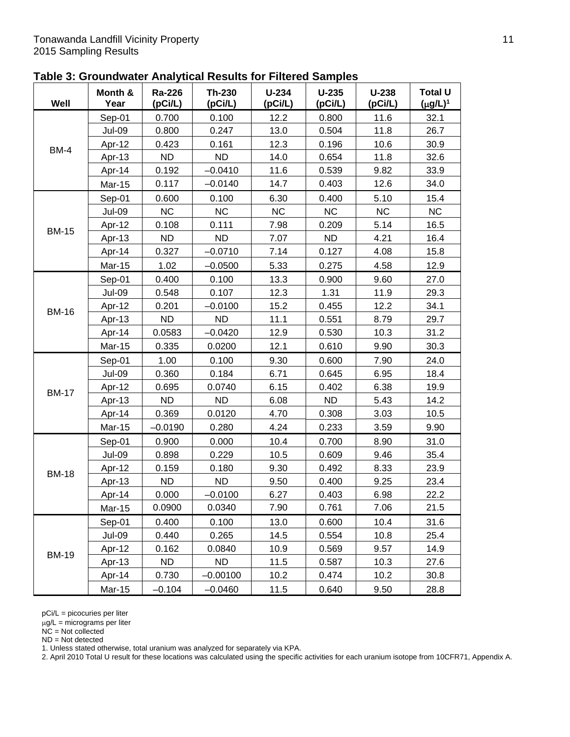**Table 3: Groundwater Analytical Results for Filtered Samples**

| Well | Month & Year | Ra-226 (pCi/L) | Th-230 (pCi/L) | U-234 (pCi/L) | U-235 (pCi/L) | U-238 (pCi/L) | Total U (μg/L)[1] |
|---|---|---|---|---|---|---|---|
| BM-4 | Sep-01 | 0.700 | 0.100 | 12.2 | 0.800 | 11.6 | 32.1 |
| | Jul-09 | 0.800 | 0.247 | 13.0 | 0.504 | 11.8 | 26.7 |
| | Apr-12 | 0.423 | 0.161 | 12.3 | 0.196 | 10.6 | 30.9 |
| | Apr-13 | ND | ND | 14.0 | 0.654 | 11.8 | 32.6 |
| | Apr-14 | 0.192 | –0.0410 | 11.6 | 0.539 | 9.82 | 33.9 |
| | Mar-15 | 0.117 | –0.0140 | 14.7 | 0.403 | 12.6 | 34.0 |
| BM-15 | Sep-01 | 0.600 | 0.100 | 6.30 | 0.400 | 5.10 | 15.4 |
| | Jul-09 | NC | NC | NC | NC | NC | NC |
| | Apr-12 | 0.108 | 0.111 | 7.98 | 0.209 | 5.14 | 16.5 |
| | Apr-13 | ND | ND | 7.07 | ND | 4.21 | 16.4 |
| | Apr-14 | 0.327 | –0.0710 | 7.14 | 0.127 | 4.08 | 15.8 |
| | Mar-15 | 1.02 | –0.0500 | 5.33 | 0.275 | 4.58 | 12.9 |
| BM-16 | Sep-01 | 0.400 | 0.100 | 13.3 | 0.900 | 9.60 | 27.0 |
| | Jul-09 | 0.548 | 0.107 | 12.3 | 1.31 | 11.9 | 29.3 |
| | Apr-12 | 0.201 | –0.0100 | 15.2 | 0.455 | 12.2 | 34.1 |
| | Apr-13 | ND | ND | 11.1 | 0.551 | 8.79 | 29.7 |
| | Apr-14 | 0.0583 | –0.0420 | 12.9 | 0.530 | 10.3 | 31.2 |
| | Mar-15 | 0.335 | 0.0200 | 12.1 | 0.610 | 9.90 | 30.3 |
| BM-17 | Sep-01 | 1.00 | 0.100 | 9.30 | 0.600 | 7.90 | 24.0 |
| | Jul-09 | 0.360 | 0.184 | 6.71 | 0.645 | 6.95 | 18.4 |
| | Apr-12 | 0.695 | 0.0740 | 6.15 | 0.402 | 6.38 | 19.9 |
| | Apr-13 | ND | ND | 6.08 | ND | 5.43 | 14.2 |
| | Apr-14 | 0.369 | 0.0120 | 4.70 | 0.308 | 3.03 | 10.5 |
| | Mar-15 | –0.0190 | 0.280 | 4.24 | 0.233 | 3.59 | 9.90 |
| BM-18 | Sep-01 | 0.900 | 0.000 | 10.4 | 0.700 | 8.90 | 31.0 |
| | Jul-09 | 0.898 | 0.229 | 10.5 | 0.609 | 9.46 | 35.4 |
| | Apr-12 | 0.159 | 0.180 | 9.30 | 0.492 | 8.33 | 23.9 |
| | Apr-13 | ND | ND | 9.50 | 0.400 | 9.25 | 23.4 |
| | Apr-14 | 0.000 | –0.0100 | 6.27 | 0.403 | 6.98 | 22.2 |
| | Mar-15 | 0.0900 | 0.0340 | 7.90 | 0.761 | 7.06 | 21.5 |
| BM-19 | Sep-01 | 0.400 | 0.100 | 13.0 | 0.600 | 10.4 | 31.6 |
| | Jul-09 | 0.440 | 0.265 | 14.5 | 0.554 | 10.8 | 25.4 |
| | Apr-12 | 0.162 | 0.0840 | 10.9 | 0.569 | 9.57 | 14.9 |
| | Apr-13 | ND | ND | 11.5 | 0.587 | 10.3 | 27.6 |
| | Apr-14 | 0.730 | –0.00100 | 10.2 | 0.474 | 10.2 | 30.8 |
| | Mar-15 | –0.104 | –0.0460 | 11.5 | 0.640 | 9.50 | 28.8 |

pCi/L = picocuries per liter
μg/L = micrograms per liter
NC = Not collected
ND = Not detected
1. Unless stated otherwise, total uranium was analyzed for separately via KPA.
2. April 2010 Total U result for these locations was calculated using the specific activities for each uranium isotope from 10CFR71, Appendix A.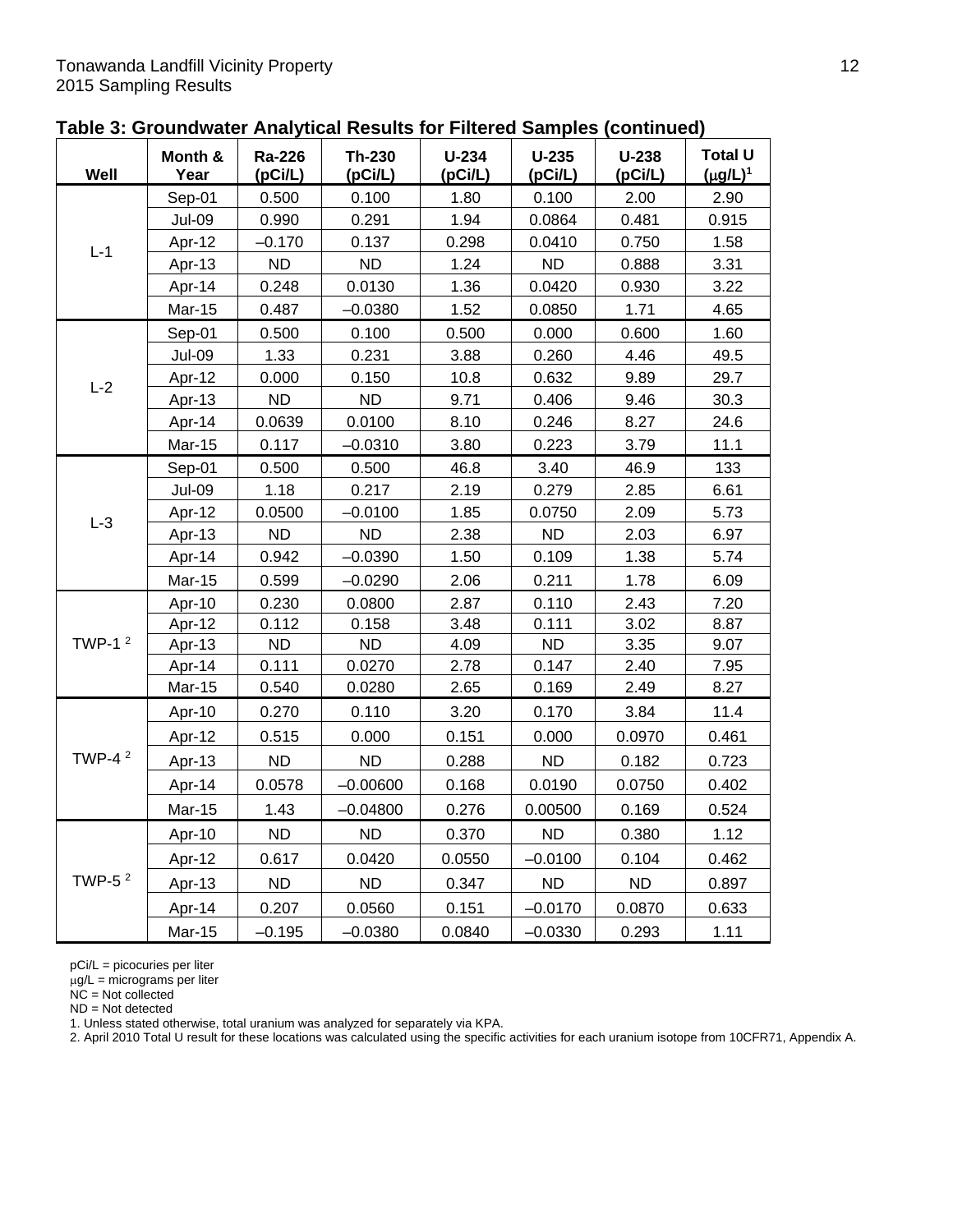**Table 3: Groundwater Analytical Results for Filtered Samples (continued)**

| Well | Month & Year | Ra-226 (pCi/L) | Th-230 (pCi/L) | U-234 (pCi/L) | U-235 (pCi/L) | U-238 (pCi/L) | Total U (μg/L)[1] |
|---|---|---|---|---|---|---|---|
| L-1 | Sep-01 | 0.500 | 0.100 | 1.80 | 0.100 | 2.00 | 2.90 |
| | Jul-09 | 0.990 | 0.291 | 1.94 | 0.0864 | 0.481 | 0.915 |
| | Apr-12 | –0.170 | 0.137 | 0.298 | 0.0410 | 0.750 | 1.58 |
| | Apr-13 | ND | ND | 1.24 | ND | 0.888 | 3.31 |
| | Apr-14 | 0.248 | 0.0130 | 1.36 | 0.0420 | 0.930 | 3.22 |
| | Mar-15 | 0.487 | –0.0380 | 1.52 | 0.0850 | 1.71 | 4.65 |
| L-2 | Sep-01 | 0.500 | 0.100 | 0.500 | 0.000 | 0.600 | 1.60 |
| | Jul-09 | 1.33 | 0.231 | 3.88 | 0.260 | 4.46 | 49.5 |
| | Apr-12 | 0.000 | 0.150 | 10.8 | 0.632 | 9.89 | 29.7 |
| | Apr-13 | ND | ND | 9.71 | 0.406 | 9.46 | 30.3 |
| | Apr-14 | 0.0639 | 0.0100 | 8.10 | 0.246 | 8.27 | 24.6 |
| | Mar-15 | 0.117 | –0.0310 | 3.80 | 0.223 | 3.79 | 11.1 |
| L-3 | Sep-01 | 0.500 | 0.500 | 46.8 | 3.40 | 46.9 | 133 |
| | Jul-09 | 1.18 | 0.217 | 2.19 | 0.279 | 2.85 | 6.61 |
| | Apr-12 | 0.0500 | –0.0100 | 1.85 | 0.0750 | 2.09 | 5.73 |
| | Apr-13 | ND | ND | 2.38 | ND | 2.03 | 6.97 |
| | Apr-14 | 0.942 | –0.0390 | 1.50 | 0.109 | 1.38 | 5.74 |
| | Mar-15 | 0.599 | –0.0290 | 2.06 | 0.211 | 1.78 | 6.09 |
| TWP-1 [2] | Apr-10 | 0.230 | 0.0800 | 2.87 | 0.110 | 2.43 | 7.20 |
| | Apr-12 | 0.112 | 0.158 | 3.48 | 0.111 | 3.02 | 8.87 |
| | Apr-13 | ND | ND | 4.09 | ND | 3.35 | 9.07 |
| | Apr-14 | 0.111 | 0.0270 | 2.78 | 0.147 | 2.40 | 7.95 |
| | Mar-15 | 0.540 | 0.0280 | 2.65 | 0.169 | 2.49 | 8.27 |
| TWP-4 [2] | Apr-10 | 0.270 | 0.110 | 3.20 | 0.170 | 3.84 | 11.4 |
| | Apr-12 | 0.515 | 0.000 | 0.151 | 0.000 | 0.0970 | 0.461 |
| | Apr-13 | ND | ND | 0.288 | ND | 0.182 | 0.723 |
| | Apr-14 | 0.0578 | –0.00600 | 0.168 | 0.0190 | 0.0750 | 0.402 |
| | Mar-15 | 1.43 | –0.04800 | 0.276 | 0.00500 | 0.169 | 0.524 |
| TWP-5 [2] | Apr-10 | ND | ND | 0.370 | ND | 0.380 | 1.12 |
| | Apr-12 | 0.617 | 0.0420 | 0.0550 | –0.0100 | 0.104 | 0.462 |
| | Apr-13 | ND | ND | 0.347 | ND | ND | 0.897 |
| | Apr-14 | 0.207 | 0.0560 | 0.151 | –0.0170 | 0.0870 | 0.633 |
| | Mar-15 | –0.195 | –0.0380 | 0.0840 | –0.0330 | 0.293 | 1.11 |

pCi/L = picocuries per liter
μg/L = micrograms per liter
NC = Not collected
ND = Not detected
1. Unless stated otherwise, total uranium was analyzed for separately via KPA.
2. April 2010 Total U result for these locations was calculated using the specific activities for each uranium isotope from 10CFR71, Appendix A.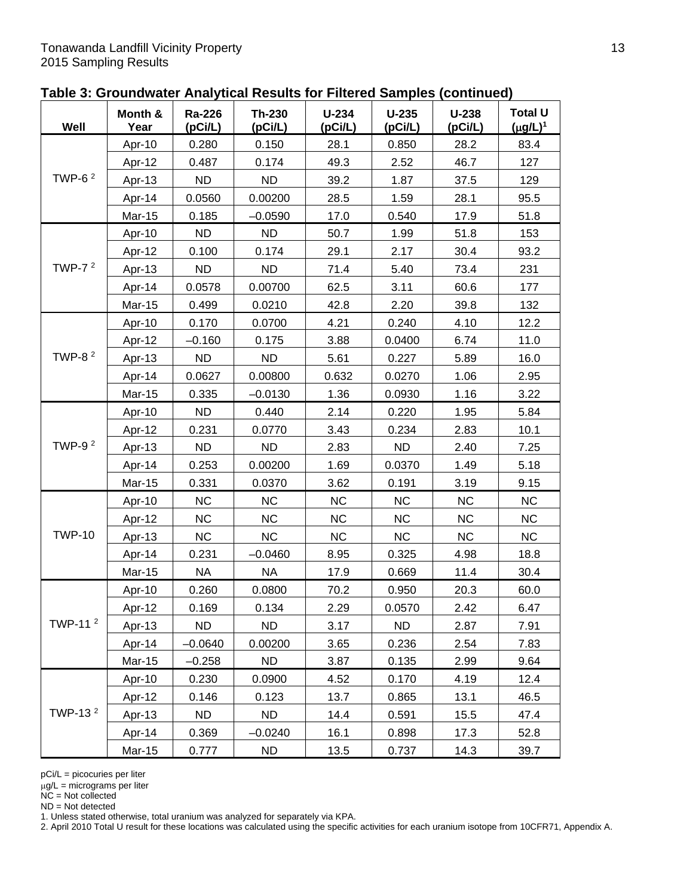## Table 3: Groundwater Analytical Results for Filtered Samples (continued)

| Well | Month & Year | Ra-226 (pCi/L) | Th-230 (pCi/L) | U-234 (pCi/L) | U-235 (pCi/L) | U-238 (pCi/L) | Total U ($\mu$g/L)[1] |
|---|---|---|---|---|---|---|---|
| TWP-6 [2] | Apr-10 | 0.280 | 0.150 | 28.1 | 0.850 | 28.2 | 83.4 |
| | Apr-12 | 0.487 | 0.174 | 49.3 | 2.52 | 46.7 | 127 |
| | Apr-13 | ND | ND | 39.2 | 1.87 | 37.5 | 129 |
| | Apr-14 | 0.0560 | 0.00200 | 28.5 | 1.59 | 28.1 | 95.5 |
| | Mar-15 | 0.185 | –0.0590 | 17.0 | 0.540 | 17.9 | 51.8 |
| TWP-7 [2] | Apr-10 | ND | ND | 50.7 | 1.99 | 51.8 | 153 |
| | Apr-12 | 0.100 | 0.174 | 29.1 | 2.17 | 30.4 | 93.2 |
| | Apr-13 | ND | ND | 71.4 | 5.40 | 73.4 | 231 |
| | Apr-14 | 0.0578 | 0.00700 | 62.5 | 3.11 | 60.6 | 177 |
| | Mar-15 | 0.499 | 0.0210 | 42.8 | 2.20 | 39.8 | 132 |
| TWP-8 [2] | Apr-10 | 0.170 | 0.0700 | 4.21 | 0.240 | 4.10 | 12.2 |
| | Apr-12 | –0.160 | 0.175 | 3.88 | 0.0400 | 6.74 | 11.0 |
| | Apr-13 | ND | ND | 5.61 | 0.227 | 5.89 | 16.0 |
| | Apr-14 | 0.0627 | 0.00800 | 0.632 | 0.0270 | 1.06 | 2.95 |
| | Mar-15 | 0.335 | –0.0130 | 1.36 | 0.0930 | 1.16 | 3.22 |
| TWP-9 [2] | Apr-10 | ND | 0.440 | 2.14 | 0.220 | 1.95 | 5.84 |
| | Apr-12 | 0.231 | 0.0770 | 3.43 | 0.234 | 2.83 | 10.1 |
| | Apr-13 | ND | ND | 2.83 | ND | 2.40 | 7.25 |
| | Apr-14 | 0.253 | 0.00200 | 1.69 | 0.0370 | 1.49 | 5.18 |
| | Mar-15 | 0.331 | 0.0370 | 3.62 | 0.191 | 3.19 | 9.15 |
| TWP-10 | Apr-10 | NC | NC | NC | NC | NC | NC |
| | Apr-12 | NC | NC | NC | NC | NC | NC |
| | Apr-13 | NC | NC | NC | NC | NC | NC |
| | Apr-14 | 0.231 | –0.0460 | 8.95 | 0.325 | 4.98 | 18.8 |
| | Mar-15 | NA | NA | 17.9 | 0.669 | 11.4 | 30.4 |
| TWP-11 [2] | Apr-10 | 0.260 | 0.0800 | 70.2 | 0.950 | 20.3 | 60.0 |
| | Apr-12 | 0.169 | 0.134 | 2.29 | 0.0570 | 2.42 | 6.47 |
| | Apr-13 | ND | ND | 3.17 | ND | 2.87 | 7.91 |
| | Apr-14 | –0.0640 | 0.00200 | 3.65 | 0.236 | 2.54 | 7.83 |
| | Mar-15 | –0.258 | ND | 3.87 | 0.135 | 2.99 | 9.64 |
| TWP-13 [2] | Apr-10 | 0.230 | 0.0900 | 4.52 | 0.170 | 4.19 | 12.4 |
| | Apr-12 | 0.146 | 0.123 | 13.7 | 0.865 | 13.1 | 46.5 |
| | Apr-13 | ND | ND | 14.4 | 0.591 | 15.5 | 47.4 |
| | Apr-14 | 0.369 | –0.0240 | 16.1 | 0.898 | 17.3 | 52.8 |
| | Mar-15 | 0.777 | ND | 13.5 | 0.737 | 14.3 | 39.7 |

pCi/L = picocuries per liter
$\mu$g/L = micrograms per liter
NC = Not collected
ND = Not detected
1. Unless stated otherwise, total uranium was analyzed for separately via KPA.
2. April 2010 Total U result for these locations was calculated using the specific activities for each uranium isotope from 10CFR71, Appendix A.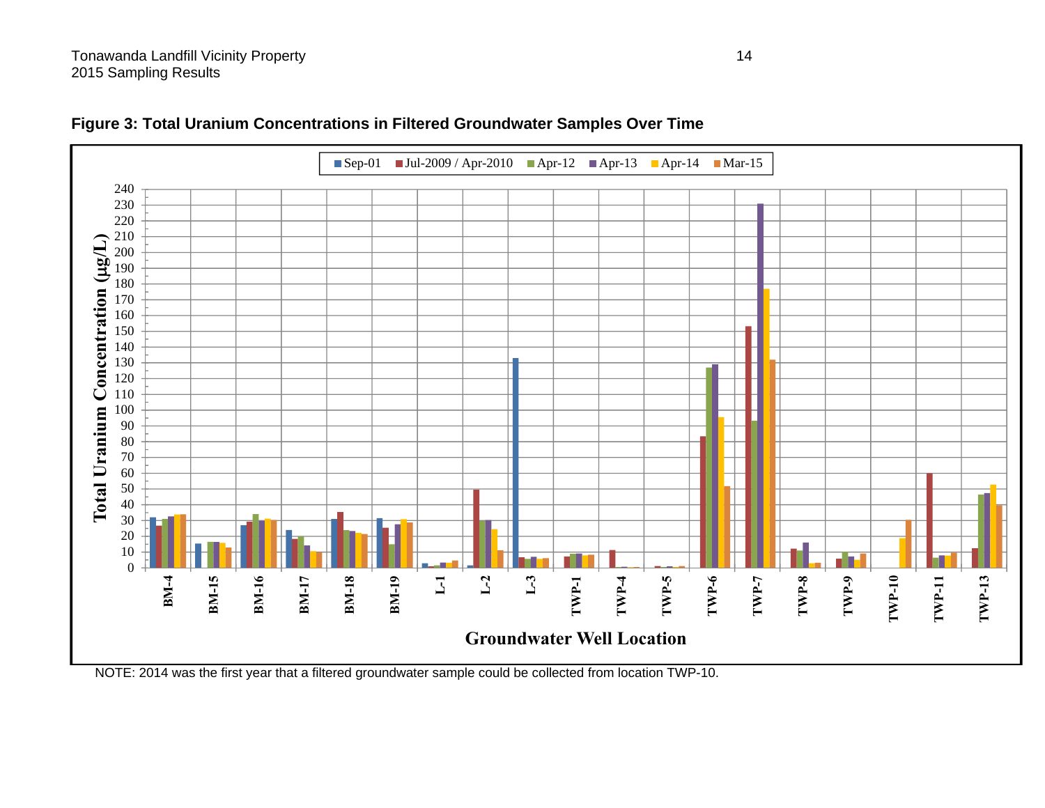**Figure 3: Total Uranium Concentrations in Filtered Groundwater Samples Over Time**

NOTE: 2014 was the first year that a filtered groundwater sample could be collected from location TWP-10.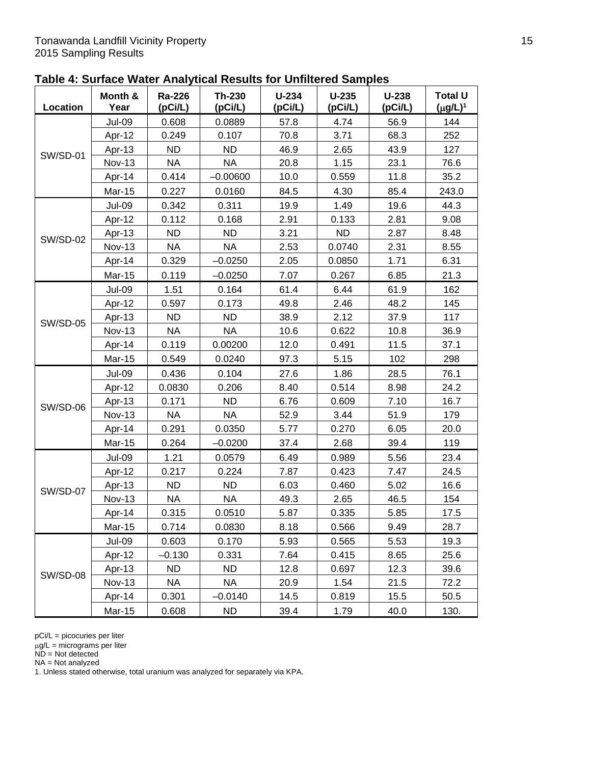## Table 4: Surface Water Analytical Results for Unfiltered Samples

| Location | Month & Year | Ra-226 (pCi/L) | Th-230 (pCi/L) | U-234 (pCi/L) | U-235 (pCi/L) | U-238 (pCi/L) | Total U (μg/L)[1] |
|---|---|---|---|---|---|---|---|
| SW/SD-01 | Jul-09 | 0.608 | 0.0889 | 57.8 | 4.74 | 56.9 | 144 |
| | Apr-12 | 0.249 | 0.107 | 70.8 | 3.71 | 68.3 | 252 |
| | Apr-13 | ND | ND | 46.9 | 2.65 | 43.9 | 127 |
| | Nov-13 | NA | NA | 20.8 | 1.15 | 23.1 | 76.6 |
| | Apr-14 | 0.414 | –0.00600 | 10.0 | 0.559 | 11.8 | 35.2 |
| | Mar-15 | 0.227 | 0.0160 | 84.5 | 4.30 | 85.4 | 243.0 |
| SW/SD-02 | Jul-09 | 0.342 | 0.311 | 19.9 | 1.49 | 19.6 | 44.3 |
| | Apr-12 | 0.112 | 0.168 | 2.91 | 0.133 | 2.81 | 9.08 |
| | Apr-13 | ND | ND | 3.21 | ND | 2.87 | 8.48 |
| | Nov-13 | NA | NA | 2.53 | 0.0740 | 2.31 | 8.55 |
| | Apr-14 | 0.329 | –0.0250 | 2.05 | 0.0850 | 1.71 | 6.31 |
| | Mar-15 | 0.119 | –0.0250 | 7.07 | 0.267 | 6.85 | 21.3 |
| SW/SD-05 | Jul-09 | 1.51 | 0.164 | 61.4 | 6.44 | 61.9 | 162 |
| | Apr-12 | 0.597 | 0.173 | 49.8 | 2.46 | 48.2 | 145 |
| | Apr-13 | ND | ND | 38.9 | 2.12 | 37.9 | 117 |
| | Nov-13 | NA | NA | 10.6 | 0.622 | 10.8 | 36.9 |
| | Apr-14 | 0.119 | 0.00200 | 12.0 | 0.491 | 11.5 | 37.1 |
| | Mar-15 | 0.549 | 0.0240 | 97.3 | 5.15 | 102 | 298 |
| SW/SD-06 | Jul-09 | 0.436 | 0.104 | 27.6 | 1.86 | 28.5 | 76.1 |
| | Apr-12 | 0.0830 | 0.206 | 8.40 | 0.514 | 8.98 | 24.2 |
| | Apr-13 | 0.171 | ND | 6.76 | 0.609 | 7.10 | 16.7 |
| | Nov-13 | NA | NA | 52.9 | 3.44 | 51.9 | 179 |
| | Apr-14 | 0.291 | 0.0350 | 5.77 | 0.270 | 6.05 | 20.0 |
| | Mar-15 | 0.264 | –0.0200 | 37.4 | 2.68 | 39.4 | 119 |
| SW/SD-07 | Jul-09 | 1.21 | 0.0579 | 6.49 | 0.989 | 5.56 | 23.4 |
| | Apr-12 | 0.217 | 0.224 | 7.87 | 0.423 | 7.47 | 24.5 |
| | Apr-13 | ND | ND | 6.03 | 0.460 | 5.02 | 16.6 |
| | Nov-13 | NA | NA | 49.3 | 2.65 | 46.5 | 154 |
| | Apr-14 | 0.315 | 0.0510 | 5.87 | 0.335 | 5.85 | 17.5 |
| | Mar-15 | 0.714 | 0.0830 | 8.18 | 0.566 | 9.49 | 28.7 |
| SW/SD-08 | Jul-09 | 0.603 | 0.170 | 5.93 | 0.565 | 5.53 | 19.3 |
| | Apr-12 | –0.130 | 0.331 | 7.64 | 0.415 | 8.65 | 25.6 |
| | Apr-13 | ND | ND | 12.8 | 0.697 | 12.3 | 39.6 |
| | Nov-13 | NA | NA | 20.9 | 1.54 | 21.5 | 72.2 |
| | Apr-14 | 0.301 | –0.0140 | 14.5 | 0.819 | 15.5 | 50.5 |
| | Mar-15 | 0.608 | ND | 39.4 | 1.79 | 40.0 | 130. |

pCi/L = picocuries per liter
μg/L = micrograms per liter
ND = Not detected
NA = Not analyzed
1. Unless stated otherwise, total uranium was analyzed for separately via KPA.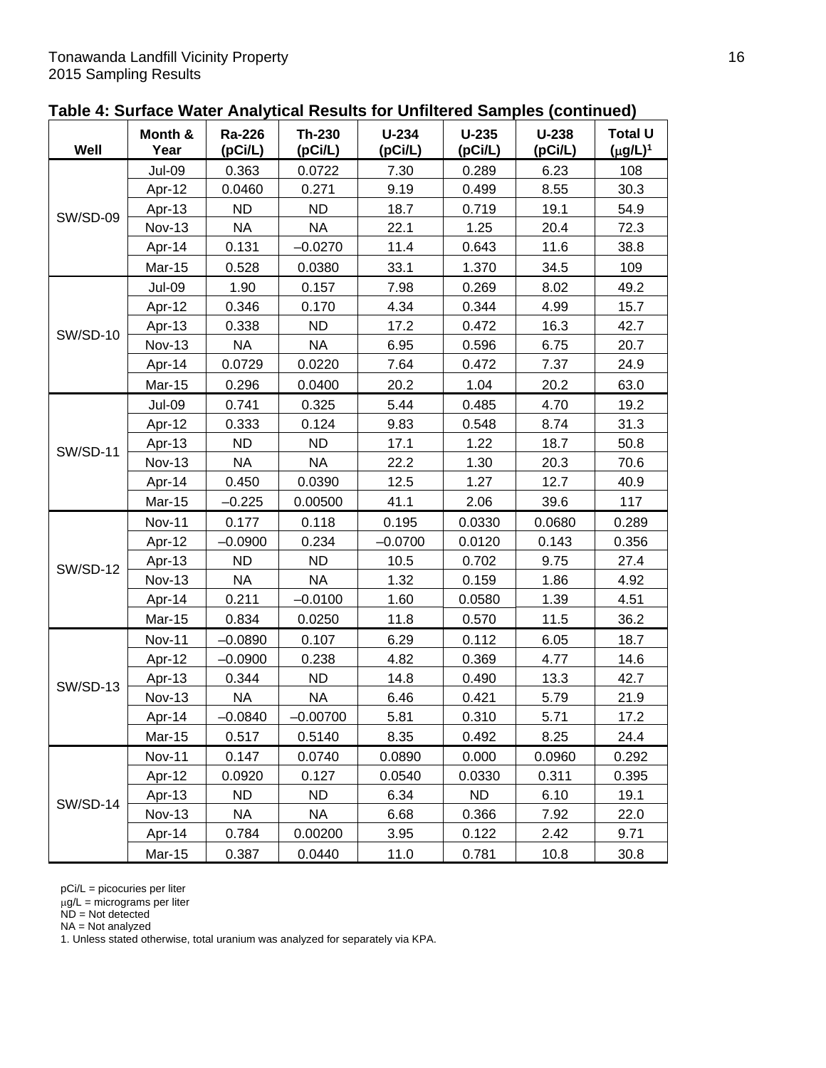## Table 4: Surface Water Analytical Results for Unfiltered Samples (continued)

| Well | Month & Year | Ra-226 (pCi/L) | Th-230 (pCi/L) | U-234 (pCi/L) | U-235 (pCi/L) | U-238 (pCi/L) | Total U (μg/L)[1] |
|---|---|---|---|---|---|---|---|
| SW/SD-09 | Jul-09 | 0.363 | 0.0722 | 7.30 | 0.289 | 6.23 | 108 |
| | Apr-12 | 0.0460 | 0.271 | 9.19 | 0.499 | 8.55 | 30.3 |
| | Apr-13 | ND | ND | 18.7 | 0.719 | 19.1 | 54.9 |
| | Nov-13 | NA | NA | 22.1 | 1.25 | 20.4 | 72.3 |
| | Apr-14 | 0.131 | –0.0270 | 11.4 | 0.643 | 11.6 | 38.8 |
| | Mar-15 | 0.528 | 0.0380 | 33.1 | 1.370 | 34.5 | 109 |
| SW/SD-10 | Jul-09 | 1.90 | 0.157 | 7.98 | 0.269 | 8.02 | 49.2 |
| | Apr-12 | 0.346 | 0.170 | 4.34 | 0.344 | 4.99 | 15.7 |
| | Apr-13 | 0.338 | ND | 17.2 | 0.472 | 16.3 | 42.7 |
| | Nov-13 | NA | NA | 6.95 | 0.596 | 6.75 | 20.7 |
| | Apr-14 | 0.0729 | 0.0220 | 7.64 | 0.472 | 7.37 | 24.9 |
| | Mar-15 | 0.296 | 0.0400 | 20.2 | 1.04 | 20.2 | 63.0 |
| SW/SD-11 | Jul-09 | 0.741 | 0.325 | 5.44 | 0.485 | 4.70 | 19.2 |
| | Apr-12 | 0.333 | 0.124 | 9.83 | 0.548 | 8.74 | 31.3 |
| | Apr-13 | ND | ND | 17.1 | 1.22 | 18.7 | 50.8 |
| | Nov-13 | NA | NA | 22.2 | 1.30 | 20.3 | 70.6 |
| | Apr-14 | 0.450 | 0.0390 | 12.5 | 1.27 | 12.7 | 40.9 |
| | Mar-15 | –0.225 | 0.00500 | 41.1 | 2.06 | 39.6 | 117 |
| SW/SD-12 | Nov-11 | 0.177 | 0.118 | 0.195 | 0.0330 | 0.0680 | 0.289 |
| | Apr-12 | –0.0900 | 0.234 | –0.0700 | 0.0120 | 0.143 | 0.356 |
| | Apr-13 | ND | ND | 10.5 | 0.702 | 9.75 | 27.4 |
| | Nov-13 | NA | NA | 1.32 | 0.159 | 1.86 | 4.92 |
| | Apr-14 | 0.211 | –0.0100 | 1.60 | 0.0580 | 1.39 | 4.51 |
| | Mar-15 | 0.834 | 0.0250 | 11.8 | 0.570 | 11.5 | 36.2 |
| SW/SD-13 | Nov-11 | –0.0890 | 0.107 | 6.29 | 0.112 | 6.05 | 18.7 |
| | Apr-12 | –0.0900 | 0.238 | 4.82 | 0.369 | 4.77 | 14.6 |
| | Apr-13 | 0.344 | ND | 14.8 | 0.490 | 13.3 | 42.7 |
| | Nov-13 | NA | NA | 6.46 | 0.421 | 5.79 | 21.9 |
| | Apr-14 | –0.0840 | –0.00700 | 5.81 | 0.310 | 5.71 | 17.2 |
| | Mar-15 | 0.517 | 0.5140 | 8.35 | 0.492 | 8.25 | 24.4 |
| SW/SD-14 | Nov-11 | 0.147 | 0.0740 | 0.0890 | 0.000 | 0.0960 | 0.292 |
| | Apr-12 | 0.0920 | 0.127 | 0.0540 | 0.0330 | 0.311 | 0.395 |
| | Apr-13 | ND | ND | 6.34 | ND | 6.10 | 19.1 |
| | Nov-13 | NA | NA | 6.68 | 0.366 | 7.92 | 22.0 |
| | Apr-14 | 0.784 | 0.00200 | 3.95 | 0.122 | 2.42 | 9.71 |
| | Mar-15 | 0.387 | 0.0440 | 11.0 | 0.781 | 10.8 | 30.8 |

pCi/L = picocuries per liter
μg/L = micrograms per liter
ND = Not detected
NA = Not analyzed
1. Unless stated otherwise, total uranium was analyzed for separately via KPA.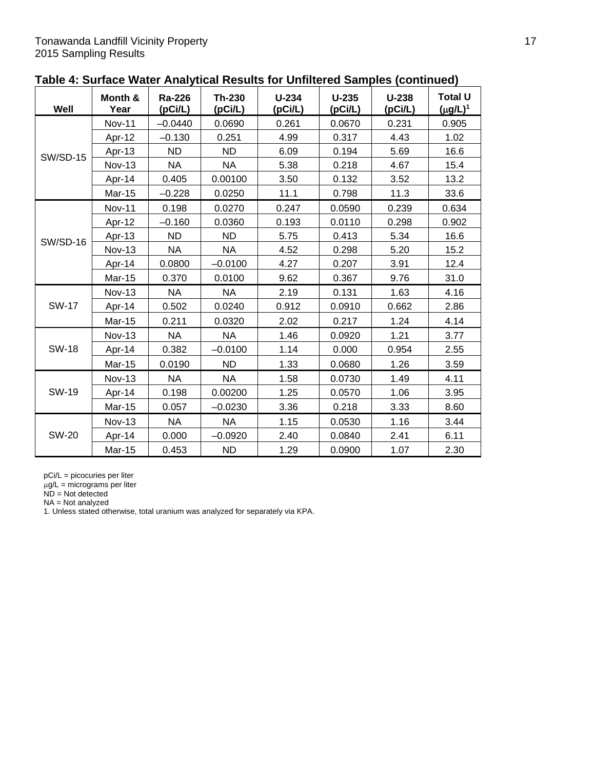**Table 4: Surface Water Analytical Results for Unfiltered Samples (continued)**

| Well | Month & Year | Ra-226 (pCi/L) | Th-230 (pCi/L) | U-234 (pCi/L) | U-235 (pCi/L) | U-238 (pCi/L) | Total U (μg/L)[1] |
|---|---|---|---|---|---|---|---|
| SW/SD-15 | Nov-11 | –0.0440 | 0.0690 | 0.261 | 0.0670 | 0.231 | 0.905 |
| | Apr-12 | –0.130 | 0.251 | 4.99 | 0.317 | 4.43 | 1.02 |
| | Apr-13 | ND | ND | 6.09 | 0.194 | 5.69 | 16.6 |
| | Nov-13 | NA | NA | 5.38 | 0.218 | 4.67 | 15.4 |
| | Apr-14 | 0.405 | 0.00100 | 3.50 | 0.132 | 3.52 | 13.2 |
| | Mar-15 | –0.228 | 0.0250 | 11.1 | 0.798 | 11.3 | 33.6 |
| SW/SD-16 | Nov-11 | 0.198 | 0.0270 | 0.247 | 0.0590 | 0.239 | 0.634 |
| | Apr-12 | –0.160 | 0.0360 | 0.193 | 0.0110 | 0.298 | 0.902 |
| | Apr-13 | ND | ND | 5.75 | 0.413 | 5.34 | 16.6 |
| | Nov-13 | NA | NA | 4.52 | 0.298 | 5.20 | 15.2 |
| | Apr-14 | 0.0800 | –0.0100 | 4.27 | 0.207 | 3.91 | 12.4 |
| | Mar-15 | 0.370 | 0.0100 | 9.62 | 0.367 | 9.76 | 31.0 |
| SW-17 | Nov-13 | NA | NA | 2.19 | 0.131 | 1.63 | 4.16 |
| | Apr-14 | 0.502 | 0.0240 | 0.912 | 0.0910 | 0.662 | 2.86 |
| | Mar-15 | 0.211 | 0.0320 | 2.02 | 0.217 | 1.24 | 4.14 |
| SW-18 | Nov-13 | NA | NA | 1.46 | 0.0920 | 1.21 | 3.77 |
| | Apr-14 | 0.382 | –0.0100 | 1.14 | 0.000 | 0.954 | 2.55 |
| | Mar-15 | 0.0190 | ND | 1.33 | 0.0680 | 1.26 | 3.59 |
| SW-19 | Nov-13 | NA | NA | 1.58 | 0.0730 | 1.49 | 4.11 |
| | Apr-14 | 0.198 | 0.00200 | 1.25 | 0.0570 | 1.06 | 3.95 |
| | Mar-15 | 0.057 | –0.0230 | 3.36 | 0.218 | 3.33 | 8.60 |
| SW-20 | Nov-13 | NA | NA | 1.15 | 0.0530 | 1.16 | 3.44 |
| | Apr-14 | 0.000 | –0.0920 | 2.40 | 0.0840 | 2.41 | 6.11 |
| | Mar-15 | 0.453 | ND | 1.29 | 0.0900 | 1.07 | 2.30 |

pCi/L = picocuries per liter
μg/L = micrograms per liter
ND = Not detected
NA = Not analyzed
1. Unless stated otherwise, total uranium was analyzed for separately via KPA.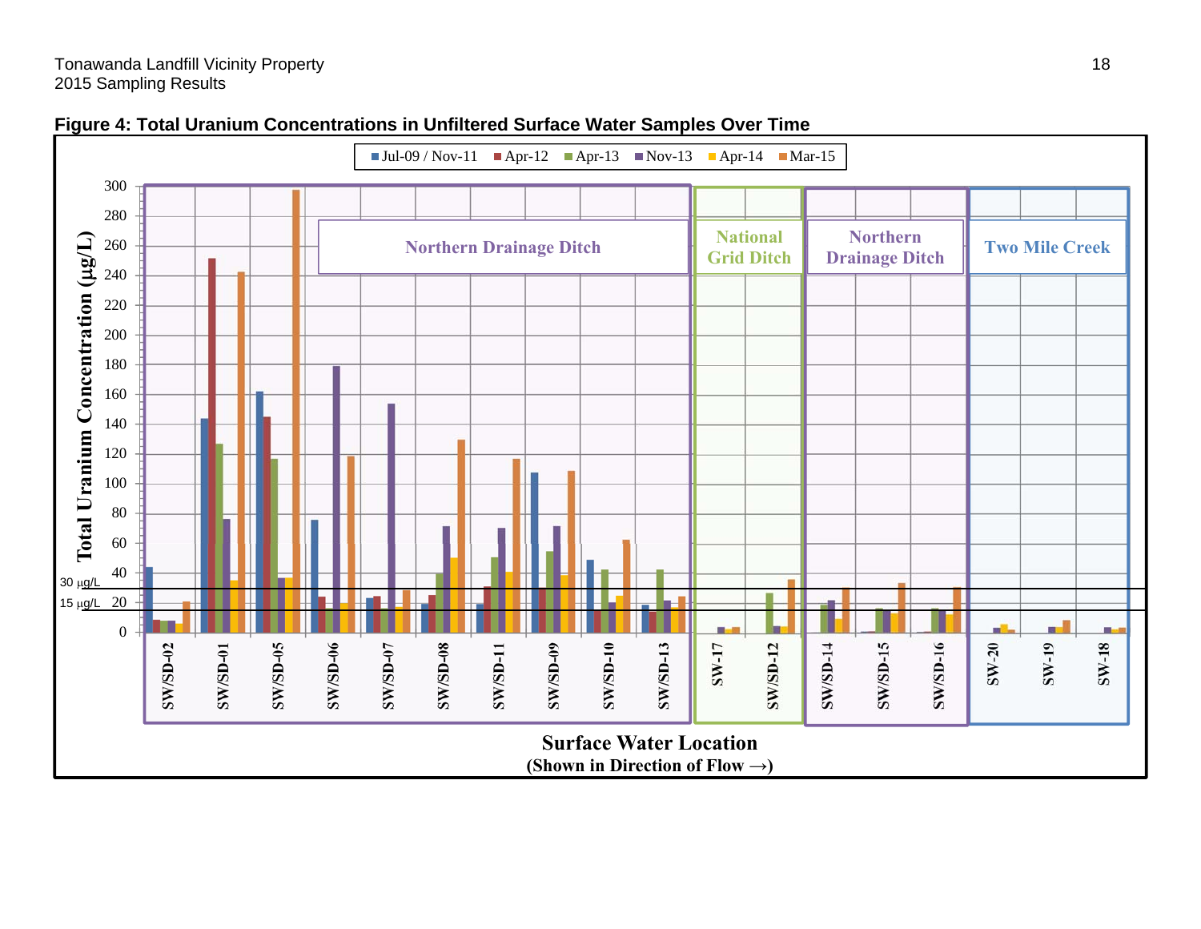**Figure 4: Total Uranium Concentrations in Unfiltered Surface Water Samples Over Time**

Jul-09 / Nov-11  Apr-12  Apr-13  Nov-13  Apr-14  Mar-15

Total Uranium Concentration (µg/L)

0
20
40
60
80
100
120
140
160
180
200
220
240
260
280
300

30 µg/L
15 µg/L

Northern Drainage Ditch
National Grid Ditch
Northern Drainage Ditch
Two Mile Creek

SW/SD-02
SW/SD-01
SW/SD-05
SW/SD-06
SW/SD-07
SW/SD-08
SW/SD-11
SW/SD-09
SW/SD-10
SW/SD-13
SW-17
SW/SD-12
SW/SD-14
SW/SD-15
SW/SD-16
SW-20
SW-19
SW-18

Surface Water Location
(Shown in Direction of Flow →)